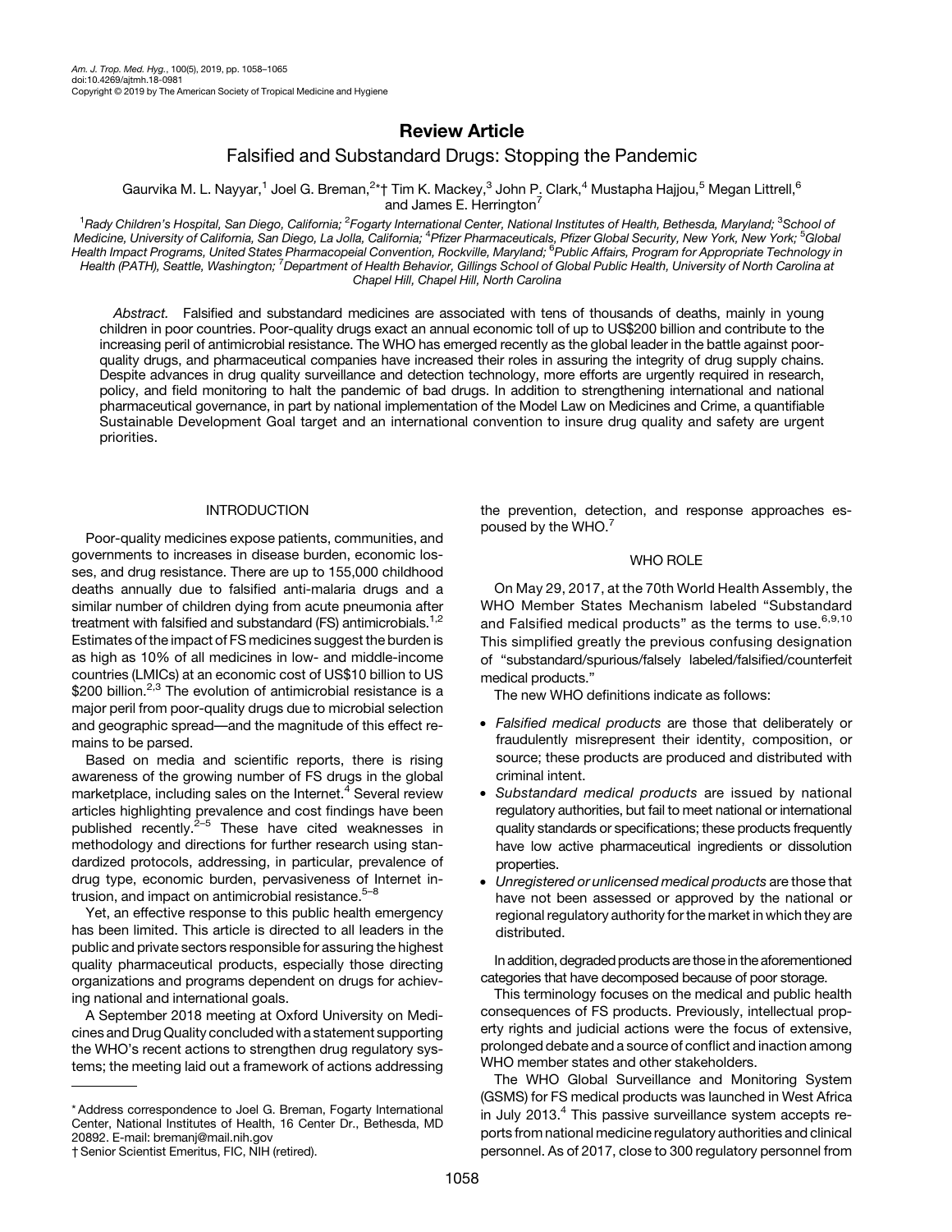## Review Article

# Falsified and Substandard Drugs: Stopping the Pandemic

Gaurvika M. L. Nayyar,[1] Joel G. Breman,[2]*† Tim K. Mackey,[3] John P. Clark,[4] Mustapha Hajjou,[5] Megan Littrell,[6] and James E. Herrington[7]

[1]Rady Children's Hospital, San Diego, California; [2]Fogarty International Center, National Institutes of Health, Bethesda, Maryland; [3]School of Medicine, University of California, San Diego, La Jolla, California; [4]Pfizer Pharmaceuticals, Pfizer Global Security, New York, New York; [5]Global Health Impact Programs, United States Pharmacopeial Convention, Rockville, Maryland; [6]Public Affairs, Program for Appropriate Technology in Health (PATH), Seattle, Washington; [7]Department of Health Behavior, Gillings School of Global Public Health, University of North Carolina at Chapel Hill, Chapel Hill, North Carolina

*Abstract.* Falsified and substandard medicines are associated with tens of thousands of deaths, mainly in young children in poor countries. Poor-quality drugs exact an annual economic toll of up to US$200 billion and contribute to the increasing peril of antimicrobial resistance. The WHO has emerged recently as the global leader in the battle against poor-quality drugs, and pharmaceutical companies have increased their roles in assuring the integrity of drug supply chains. Despite advances in drug quality surveillance and detection technology, more efforts are urgently required in research, policy, and field monitoring to halt the pandemic of bad drugs. In addition to strengthening international and national pharmaceutical governance, in part by national implementation of the Model Law on Medicines and Crime, a quantifiable Sustainable Development Goal target and an international convention to insure drug quality and safety are urgent priorities.

## INTRODUCTION

Poor-quality medicines expose patients, communities, and governments to increases in disease burden, economic losses, and drug resistance. There are up to 155,000 childhood deaths annually due to falsified anti-malaria drugs and a similar number of children dying from acute pneumonia after treatment with falsified and substandard (FS) antimicrobials.[1,2] Estimates of the impact of FS medicines suggest the burden is as high as 10% of all medicines in low- and middle-income countries (LMICs) at an economic cost of US$10 billion to US $200 billion.[2,3] The evolution of antimicrobial resistance is a major peril from poor-quality drugs due to microbial selection and geographic spread—and the magnitude of this effect remains to be parsed.

Based on media and scientific reports, there is rising awareness of the growing number of FS drugs in the global marketplace, including sales on the Internet.[4] Several review articles highlighting prevalence and cost findings have been published recently.[2–5] These have cited weaknesses in methodology and directions for further research using standardized protocols, addressing, in particular, prevalence of drug type, economic burden, pervasiveness of Internet intrusion, and impact on antimicrobial resistance.[5–8]

Yet, an effective response to this public health emergency has been limited. This article is directed to all leaders in the public and private sectors responsible for assuring the highest quality pharmaceutical products, especially those directing organizations and programs dependent on drugs for achieving national and international goals.

A September 2018 meeting at Oxford University on Medicines and Drug Quality concluded with a statement supporting the WHO's recent actions to strengthen drug regulatory systems; the meeting laid out a framework of actions addressing the prevention, detection, and response approaches espoused by the WHO.[7]

## WHO ROLE

On May 29, 2017, at the 70th World Health Assembly, the WHO Member States Mechanism labeled "Substandard and Falsified medical products" as the terms to use.[6,9,10] This simplified greatly the previous confusing designation of "substandard/spurious/falsely labeled/falsified/counterfeit medical products."

The new WHO definitions indicate as follows:

- *Falsified medical products* are those that deliberately or fraudulently misrepresent their identity, composition, or source; these products are produced and distributed with criminal intent.
- *Substandard medical products* are issued by national regulatory authorities, but fail to meet national or international quality standards or specifications; these products frequently have low active pharmaceutical ingredients or dissolution properties.
- *Unregistered or unlicensed medical products* are those that have not been assessed or approved by the national or regional regulatory authority for the market in which they are distributed.

In addition, degraded products are those in the aforementioned categories that have decomposed because of poor storage.

This terminology focuses on the medical and public health consequences of FS products. Previously, intellectual property rights and judicial actions were the focus of extensive, prolonged debate and a source of conflict and inaction among WHO member states and other stakeholders.

The WHO Global Surveillance and Monitoring System (GSMS) for FS medical products was launched in West Africa in July 2013.[4] This passive surveillance system accepts reports from national medicine regulatory authorities and clinical personnel. As of 2017, close to 300 regulatory personnel from

\* Address correspondence to Joel G. Breman, Fogarty International Center, National Institutes of Health, 16 Center Dr., Bethesda, MD 20892. E-mail: bremanj@mail.nih.gov

† Senior Scientist Emeritus, FIC, NIH (retired).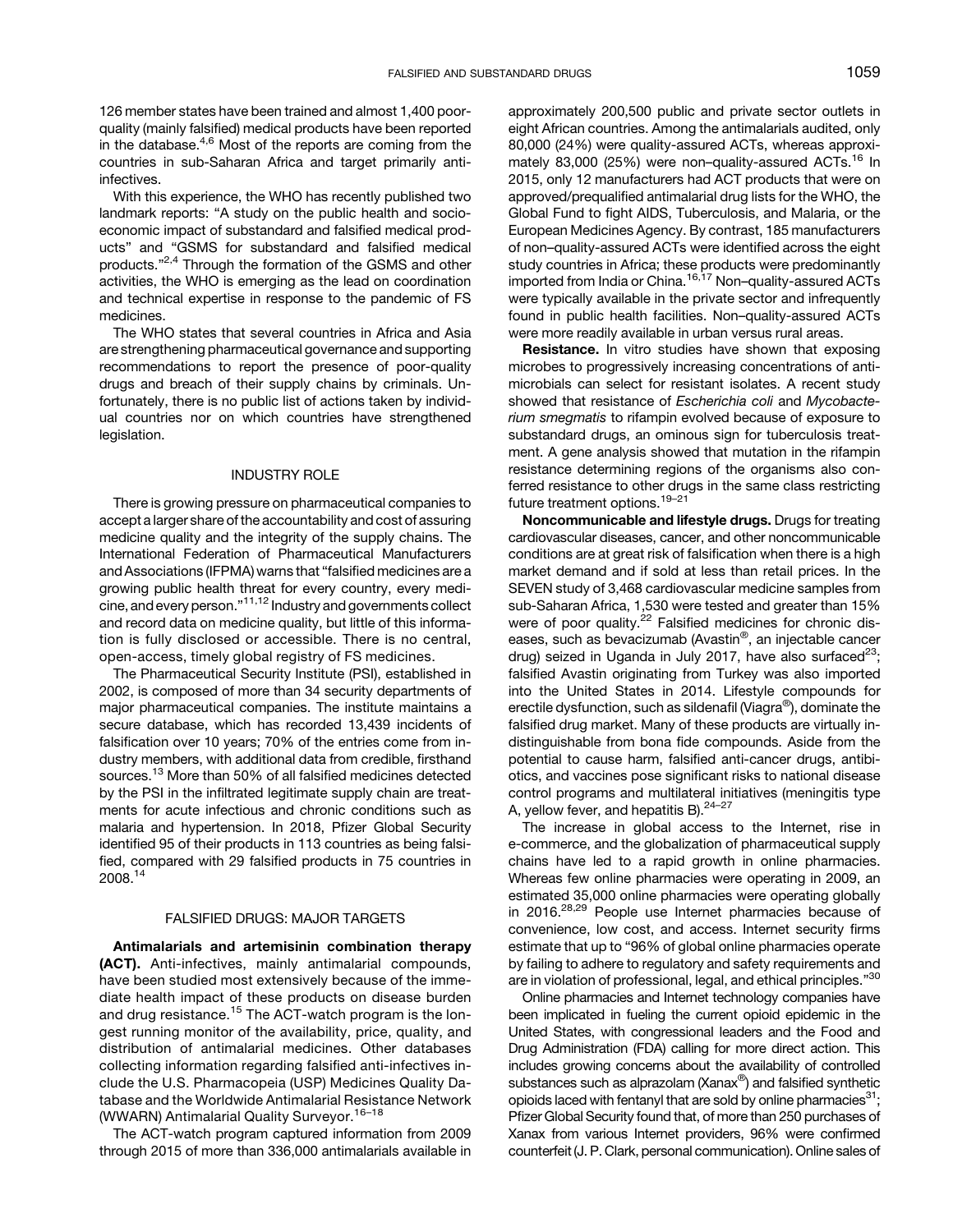126 member states have been trained and almost 1,400 poor-quality (mainly falsified) medical products have been reported in the database.[4,6] Most of the reports are coming from the countries in sub-Saharan Africa and target primarily anti-infectives.

With this experience, the WHO has recently published two landmark reports: "A study on the public health and socioeconomic impact of substandard and falsified medical products" and "GSMS for substandard and falsified medical products."[2,4] Through the formation of the GSMS and other activities, the WHO is emerging as the lead on coordination and technical expertise in response to the pandemic of FS medicines.

The WHO states that several countries in Africa and Asia are strengthening pharmaceutical governance and supporting recommendations to report the presence of poor-quality drugs and breach of their supply chains by criminals. Unfortunately, there is no public list of actions taken by individual countries nor on which countries have strengthened legislation.

## INDUSTRY ROLE

There is growing pressure on pharmaceutical companies to accept a larger share of the accountability and cost of assuring medicine quality and the integrity of the supply chains. The International Federation of Pharmaceutical Manufacturers and Associations (IFPMA) warns that "falsified medicines are a growing public health threat for every country, every medicine, and every person."[11,12] Industry and governments collect and record data on medicine quality, but little of this information is fully disclosed or accessible. There is no central, open-access, timely global registry of FS medicines.

The Pharmaceutical Security Institute (PSI), established in 2002, is composed of more than 34 security departments of major pharmaceutical companies. The institute maintains a secure database, which has recorded 13,439 incidents of falsification over 10 years; 70% of the entries come from industry members, with additional data from credible, firsthand sources.[13] More than 50% of all falsified medicines detected by the PSI in the infiltrated legitimate supply chain are treatments for acute infectious and chronic conditions such as malaria and hypertension. In 2018, Pfizer Global Security identified 95 of their products in 113 countries as being falsified, compared with 29 falsified products in 75 countries in 2008.[14]

## FALSIFIED DRUGS: MAJOR TARGETS

**Antimalarials and artemisinin combination therapy (ACT).** Anti-infectives, mainly antimalarial compounds, have been studied most extensively because of the immediate health impact of these products on disease burden and drug resistance.[15] The ACT-watch program is the longest running monitor of the availability, price, quality, and distribution of antimalarial medicines. Other databases collecting information regarding falsified anti-infectives include the U.S. Pharmacopeia (USP) Medicines Quality Database and the Worldwide Antimalarial Resistance Network (WWARN) Antimalarial Quality Surveyor.[16–18]

The ACT-watch program captured information from 2009 through 2015 of more than 336,000 antimalarials available in approximately 200,500 public and private sector outlets in eight African countries. Among the antimalarials audited, only 80,000 (24%) were quality-assured ACTs, whereas approximately 83,000 (25%) were non–quality-assured ACTs.[16] In 2015, only 12 manufacturers had ACT products that were on approved/prequalified antimalarial drug lists for the WHO, the Global Fund to fight AIDS, Tuberculosis, and Malaria, or the European Medicines Agency. By contrast, 185 manufacturers of non–quality-assured ACTs were identified across the eight study countries in Africa; these products were predominantly imported from India or China.[16,17] Non–quality-assured ACTs were typically available in the private sector and infrequently found in public health facilities. Non–quality-assured ACTs were more readily available in urban versus rural areas.

**Resistance.** In vitro studies have shown that exposing microbes to progressively increasing concentrations of antimicrobials can select for resistant isolates. A recent study showed that resistance of *Escherichia coli* and *Mycobacterium smegmatis* to rifampin evolved because of exposure to substandard drugs, an ominous sign for tuberculosis treatment. A gene analysis showed that mutation in the rifampin resistance determining regions of the organisms also conferred resistance to other drugs in the same class restricting future treatment options.[19–21]

**Noncommunicable and lifestyle drugs.** Drugs for treating cardiovascular diseases, cancer, and other noncommunicable conditions are at great risk of falsification when there is a high market demand and if sold at less than retail prices. In the SEVEN study of 3,468 cardiovascular medicine samples from sub-Saharan Africa, 1,530 were tested and greater than 15% were of poor quality.[22] Falsified medicines for chronic diseases, such as bevacizumab (Avastin®, an injectable cancer drug) seized in Uganda in July 2017, have also surfaced[23]; falsified Avastin originating from Turkey was also imported into the United States in 2014. Lifestyle compounds for erectile dysfunction, such as sildenafil (Viagra®), dominate the falsified drug market. Many of these products are virtually indistinguishable from bona fide compounds. Aside from the potential to cause harm, falsified anti-cancer drugs, antibiotics, and vaccines pose significant risks to national disease control programs and multilateral initiatives (meningitis type A, yellow fever, and hepatitis B).[24–27]

The increase in global access to the Internet, rise in e-commerce, and the globalization of pharmaceutical supply chains have led to a rapid growth in online pharmacies. Whereas few online pharmacies were operating in 2009, an estimated 35,000 online pharmacies were operating globally in 2016.[28,29] People use Internet pharmacies because of convenience, low cost, and access. Internet security firms estimate that up to "96% of global online pharmacies operate by failing to adhere to regulatory and safety requirements and are in violation of professional, legal, and ethical principles."[30]

Online pharmacies and Internet technology companies have been implicated in fueling the current opioid epidemic in the United States, with congressional leaders and the Food and Drug Administration (FDA) calling for more direct action. This includes growing concerns about the availability of controlled substances such as alprazolam (Xanax®) and falsified synthetic opioids laced with fentanyl that are sold by online pharmacies[31]; Pfizer Global Security found that, of more than 250 purchases of Xanax from various Internet providers, 96% were confirmed counterfeit (J. P. Clark, personal communication). Online sales of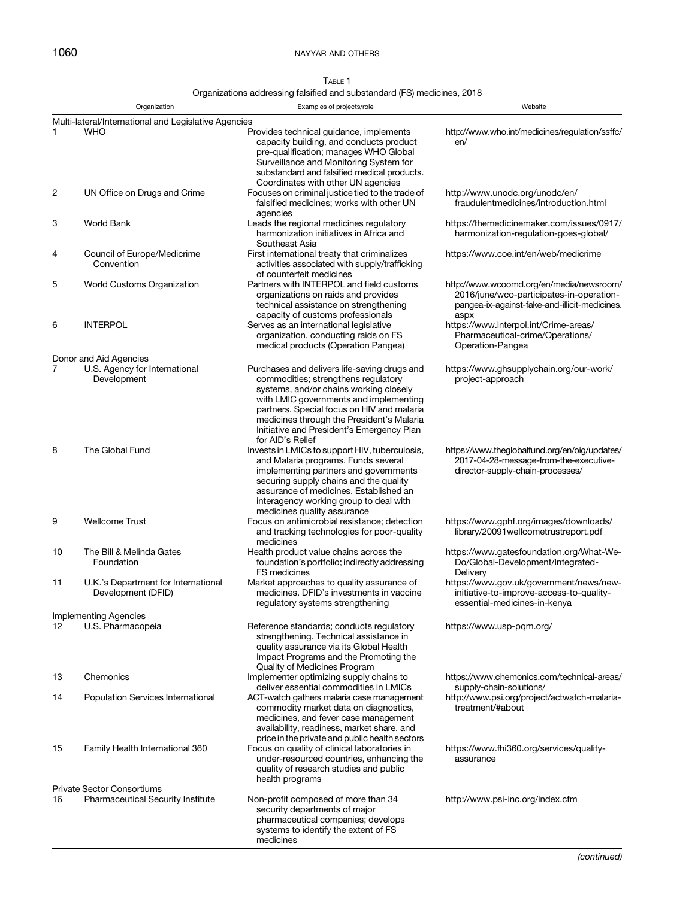Table 1

Organizations addressing falsified and substandard (FS) medicines, 2018

| | Organization | Examples of projects/role | Website |
|---|---|---|---|
| **Multi-lateral/International and Legislative Agencies** | | | |
| 1 | WHO | Provides technical guidance, implements capacity building, and conducts product pre-qualification; manages WHO Global Surveillance and Monitoring System for substandard and falsified medical products. Coordinates with other UN agencies | http://www.who.int/medicines/regulation/ssffc/en/ |
| 2 | UN Office on Drugs and Crime | Focuses on criminal justice tied to the trade of falsified medicines; works with other UN agencies | http://www.unodc.org/unodc/en/fraudulentmedicines/introduction.html |
| 3 | World Bank | Leads the regional medicines regulatory harmonization initiatives in Africa and Southeast Asia | https://themedicinemaker.com/issues/0917/harmonization-regulation-goes-global/ |
| 4 | Council of Europe/Medicrime Convention | First international treaty that criminalizes activities associated with supply/trafficking of counterfeit medicines | https://www.coe.int/en/web/medicrime |
| 5 | World Customs Organization | Partners with INTERPOL and field customs organizations on raids and provides technical assistance on strengthening capacity of customs professionals | http://www.wcoomd.org/en/media/newsroom/2016/june/wco-participates-in-operation-pangea-ix-against-fake-and-illicit-medicines.aspx |
| 6 | INTERPOL | Serves as an international legislative organization, conducting raids on FS medical products (Operation Pangea) | https://www.interpol.int/Crime-areas/Pharmaceutical-crime/Operations/Operation-Pangea |
| **Donor and Aid Agencies** | | | |
| 7 | U.S. Agency for International Development | Purchases and delivers life-saving drugs and commodities; strengthens regulatory systems, and/or chains working closely with LMIC governments and implementing partners. Special focus on HIV and malaria medicines through the President's Malaria Initiative and President's Emergency Plan for AID's Relief | https://www.ghsupplychain.org/our-work/project-approach |
| 8 | The Global Fund | Invests in LMICs to support HIV, tuberculosis, and Malaria programs. Funds several implementing partners and governments securing supply chains and the quality assurance of medicines. Established an interagency working group to deal with medicines quality assurance | https://www.theglobalfund.org/en/oig/updates/2017-04-28-message-from-the-executive-director-supply-chain-processes/ |
| 9 | Wellcome Trust | Focus on antimicrobial resistance; detection and tracking technologies for poor-quality medicines | https://www.gphf.org/images/downloads/library/20091wellcometrustreport.pdf |
| 10 | The Bill & Melinda Gates Foundation | Health product value chains across the foundation's portfolio; indirectly addressing FS medicines | https://www.gatesfoundation.org/What-We-Do/Global-Development/Integrated-Delivery |
| 11 | U.K.'s Department for International Development (DFID) | Market approaches to quality assurance of medicines. DFID's investments in vaccine regulatory systems strengthening | https://www.gov.uk/government/news/new-initiative-to-improve-access-to-quality-essential-medicines-in-kenya |
| **Implementing Agencies** | | | |
| 12 | U.S. Pharmacopeia | Reference standards; conducts regulatory strengthening. Technical assistance in quality assurance via its Global Health Impact Programs and the Promoting the Quality of Medicines Program | https://www.usp-pqm.org/ |
| 13 | Chemonics | Implementer optimizing supply chains to deliver essential commodities in LMICs | https://www.chemonics.com/technical-areas/supply-chain-solutions/ |
| 14 | Population Services International | ACT-watch gathers malaria case management commodity market data on diagnostics, medicines, and fever case management availability, readiness, market share, and price in the private and public health sectors | http://www.psi.org/project/actwatch-malaria-treatment/#about |
| 15 | Family Health International 360 | Focus on quality of clinical laboratories in under-resourced countries, enhancing the quality of research studies and public health programs | https://www.fhi360.org/services/quality-assurance |
| **Private Sector Consortiums** | | | |
| 16 | Pharmaceutical Security Institute | Non-profit composed of more than 34 security departments of major pharmaceutical companies; develops systems to identify the extent of FS medicines | http://www.psi-inc.org/index.cfm |

*(continued)*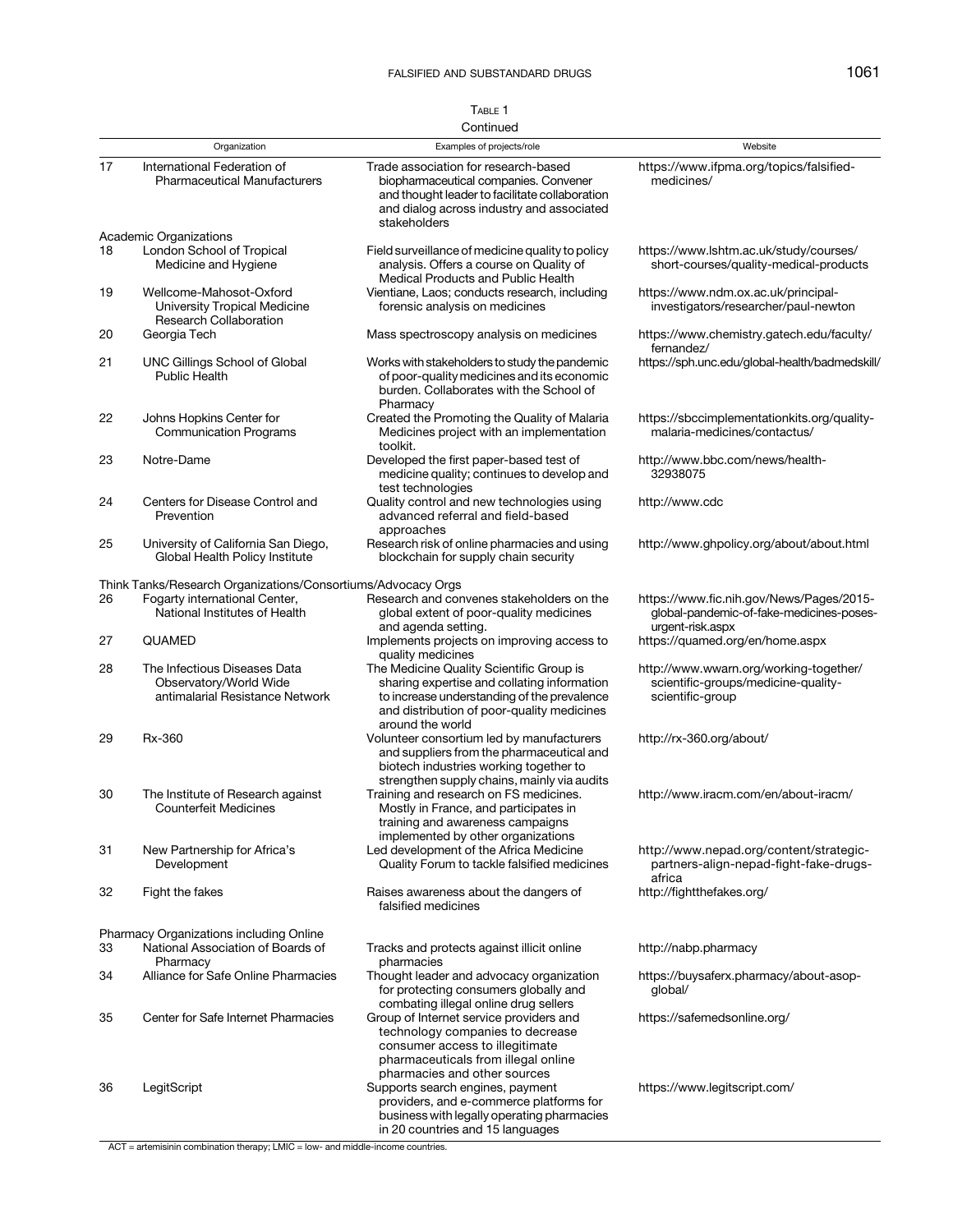Table 1

Continued

| | Organization | Examples of projects/role | Website |
|---|---|---|---|
| 17 | International Federation of Pharmaceutical Manufacturers | Trade association for research-based biopharmaceutical companies. Convener and thought leader to facilitate collaboration and dialog across industry and associated stakeholders | https://www.ifpma.org/topics/falsified-medicines/ |
| | Academic Organizations | | |
| 18 | London School of Tropical Medicine and Hygiene | Field surveillance of medicine quality to policy analysis. Offers a course on Quality of Medical Products and Public Health | https://www.lshtm.ac.uk/study/courses/short-courses/quality-medical-products |
| 19 | Wellcome-Mahosot-Oxford University Tropical Medicine Research Collaboration | Vientiane, Laos; conducts research, including forensic analysis on medicines | https://www.ndm.ox.ac.uk/principal-investigators/researcher/paul-newton |
| 20 | Georgia Tech | Mass spectroscopy analysis on medicines | https://www.chemistry.gatech.edu/faculty/fernandez/ |
| 21 | UNC Gillings School of Global Public Health | Works with stakeholders to study the pandemic of poor-quality medicines and its economic burden. Collaborates with the School of Pharmacy | https://sph.unc.edu/global-health/badmedskill/ |
| 22 | Johns Hopkins Center for Communication Programs | Created the Promoting the Quality of Malaria Medicines project with an implementation toolkit. | https://sbccimplementationkits.org/quality-malaria-medicines/contactus/ |
| 23 | Notre-Dame | Developed the first paper-based test of medicine quality; continues to develop and test technologies | http://www.bbc.com/news/health-32938075 |
| 24 | Centers for Disease Control and Prevention | Quality control and new technologies using advanced referral and field-based approaches | http://www.cdc |
| 25 | University of California San Diego, Global Health Policy Institute | Research risk of online pharmacies and using blockchain for supply chain security | http://www.ghpolicy.org/about/about.html |
| | Think Tanks/Research Organizations/Consortiums/Advocacy Orgs | | |
| 26 | Fogarty international Center, National Institutes of Health | Research and convenes stakeholders on the global extent of poor-quality medicines and agenda setting. | https://www.fic.nih.gov/News/Pages/2015-global-pandemic-of-fake-medicines-poses-urgent-risk.aspx |
| 27 | QUAMED | Implements projects on improving access to quality medicines | https://quamed.org/en/home.aspx |
| 28 | The Infectious Diseases Data Observatory/World Wide antimalarial Resistance Network | The Medicine Quality Scientific Group is sharing expertise and collating information to increase understanding of the prevalence and distribution of poor-quality medicines around the world | http://www.wwarn.org/working-together/scientific-groups/medicine-quality-scientific-group |
| 29 | Rx-360 | Volunteer consortium led by manufacturers and suppliers from the pharmaceutical and biotech industries working together to strengthen supply chains, mainly via audits | http://rx-360.org/about/ |
| 30 | The Institute of Research against Counterfeit Medicines | Training and research on FS medicines. Mostly in France, and participates in training and awareness campaigns implemented by other organizations | http://www.iracm.com/en/about-iracm/ |
| 31 | New Partnership for Africa's Development | Led development of the Africa Medicine Quality Forum to tackle falsified medicines | http://www.nepad.org/content/strategic-partners-align-nepad-fight-fake-drugs-africa |
| 32 | Fight the fakes | Raises awareness about the dangers of falsified medicines | http://fightthefakes.org/ |
| | Pharmacy Organizations including Online | | |
| 33 | National Association of Boards of Pharmacy | Tracks and protects against illicit online pharmacies | http://nabp.pharmacy |
| 34 | Alliance for Safe Online Pharmacies | Thought leader and advocacy organization for protecting consumers globally and combating illegal online drug sellers | https://buysaferx.pharmacy/about-asop-global/ |
| 35 | Center for Safe Internet Pharmacies | Group of Internet service providers and technology companies to decrease consumer access to illegitimate pharmaceuticals from illegal online pharmacies and other sources | https://safemedsonline.org/ |
| 36 | LegitScript | Supports search engines, payment providers, and e-commerce platforms for business with legally operating pharmacies in 20 countries and 15 languages | https://www.legitscript.com/ |

ACT = artemisinin combination therapy; LMIC = low- and middle-income countries.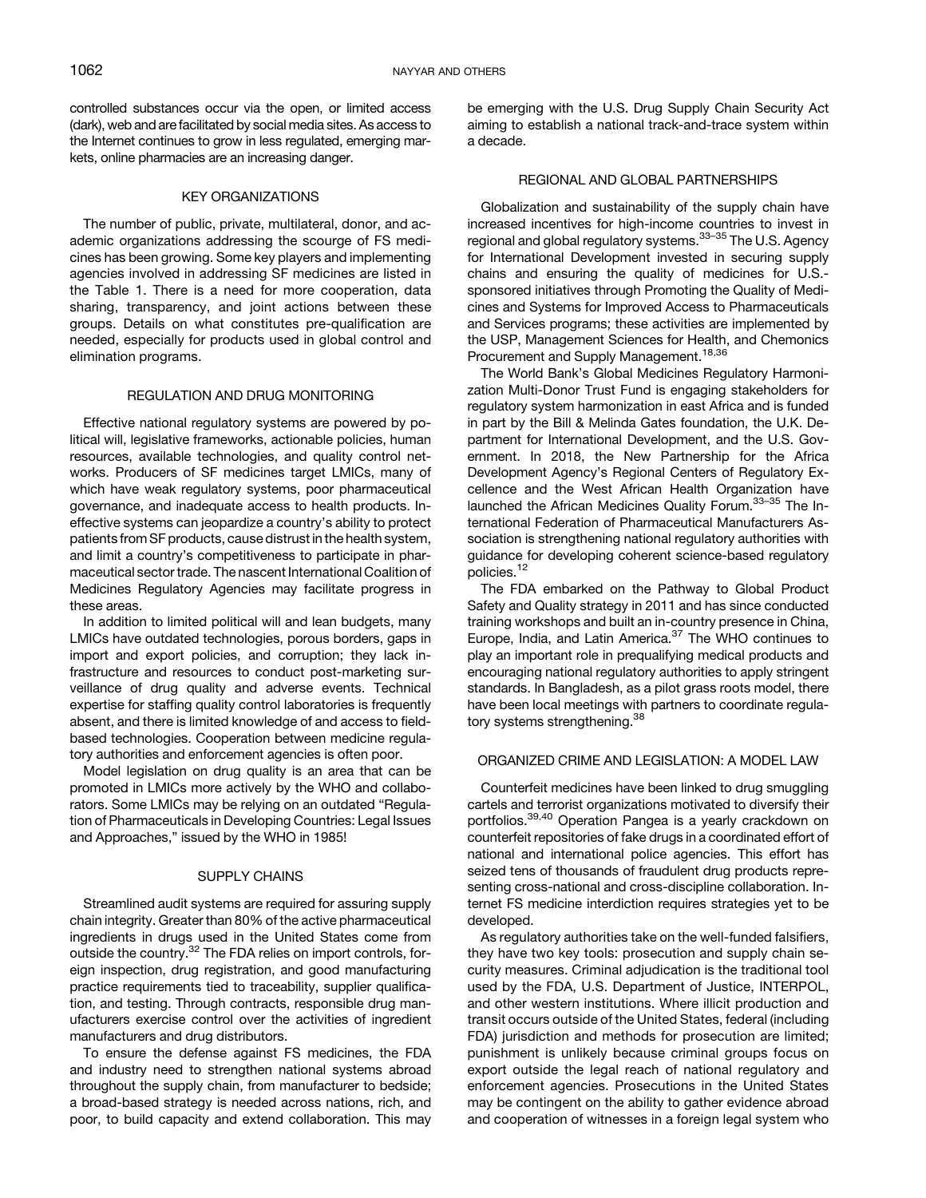controlled substances occur via the open, or limited access (dark), web and are facilitated by social media sites. As access to the Internet continues to grow in less regulated, emerging markets, online pharmacies are an increasing danger.

## KEY ORGANIZATIONS

The number of public, private, multilateral, donor, and academic organizations addressing the scourge of FS medicines has been growing. Some key players and implementing agencies involved in addressing SF medicines are listed in the Table 1. There is a need for more cooperation, data sharing, transparency, and joint actions between these groups. Details on what constitutes pre-qualification are needed, especially for products used in global control and elimination programs.

## REGULATION AND DRUG MONITORING

Effective national regulatory systems are powered by political will, legislative frameworks, actionable policies, human resources, available technologies, and quality control networks. Producers of SF medicines target LMICs, many of which have weak regulatory systems, poor pharmaceutical governance, and inadequate access to health products. Ineffective systems can jeopardize a country's ability to protect patients from SF products, cause distrust in the health system, and limit a country's competitiveness to participate in pharmaceutical sector trade. The nascent International Coalition of Medicines Regulatory Agencies may facilitate progress in these areas.

In addition to limited political will and lean budgets, many LMICs have outdated technologies, porous borders, gaps in import and export policies, and corruption; they lack infrastructure and resources to conduct post-marketing surveillance of drug quality and adverse events. Technical expertise for staffing quality control laboratories is frequently absent, and there is limited knowledge of and access to field-based technologies. Cooperation between medicine regulatory authorities and enforcement agencies is often poor.

Model legislation on drug quality is an area that can be promoted in LMICs more actively by the WHO and collaborators. Some LMICs may be relying on an outdated "Regulation of Pharmaceuticals in Developing Countries: Legal Issues and Approaches," issued by the WHO in 1985!

## SUPPLY CHAINS

Streamlined audit systems are required for assuring supply chain integrity. Greater than 80% of the active pharmaceutical ingredients in drugs used in the United States come from outside the country.[32] The FDA relies on import controls, foreign inspection, drug registration, and good manufacturing practice requirements tied to traceability, supplier qualification, and testing. Through contracts, responsible drug manufacturers exercise control over the activities of ingredient manufacturers and drug distributors.

To ensure the defense against FS medicines, the FDA and industry need to strengthen national systems abroad throughout the supply chain, from manufacturer to bedside; a broad-based strategy is needed across nations, rich, and poor, to build capacity and extend collaboration. This may be emerging with the U.S. Drug Supply Chain Security Act aiming to establish a national track-and-trace system within a decade.

## REGIONAL AND GLOBAL PARTNERSHIPS

Globalization and sustainability of the supply chain have increased incentives for high-income countries to invest in regional and global regulatory systems.[33–35] The U.S. Agency for International Development invested in securing supply chains and ensuring the quality of medicines for U.S.-sponsored initiatives through Promoting the Quality of Medicines and Systems for Improved Access to Pharmaceuticals and Services programs; these activities are implemented by the USP, Management Sciences for Health, and Chemonics Procurement and Supply Management.[18,36]

The World Bank's Global Medicines Regulatory Harmonization Multi-Donor Trust Fund is engaging stakeholders for regulatory system harmonization in east Africa and is funded in part by the Bill & Melinda Gates foundation, the U.K. Department for International Development, and the U.S. Government. In 2018, the New Partnership for the Africa Development Agency's Regional Centers of Regulatory Excellence and the West African Health Organization have launched the African Medicines Quality Forum.[33–35] The International Federation of Pharmaceutical Manufacturers Association is strengthening national regulatory authorities with guidance for developing coherent science-based regulatory policies.[12]

The FDA embarked on the Pathway to Global Product Safety and Quality strategy in 2011 and has since conducted training workshops and built an in-country presence in China, Europe, India, and Latin America.[37] The WHO continues to play an important role in prequalifying medical products and encouraging national regulatory authorities to apply stringent standards. In Bangladesh, as a pilot grass roots model, there have been local meetings with partners to coordinate regulatory systems strengthening.[38]

## ORGANIZED CRIME AND LEGISLATION: A MODEL LAW

Counterfeit medicines have been linked to drug smuggling cartels and terrorist organizations motivated to diversify their portfolios.[39,40] Operation Pangea is a yearly crackdown on counterfeit repositories of fake drugs in a coordinated effort of national and international police agencies. This effort has seized tens of thousands of fraudulent drug products representing cross-national and cross-discipline collaboration. Internet FS medicine interdiction requires strategies yet to be developed.

As regulatory authorities take on the well-funded falsifiers, they have two key tools: prosecution and supply chain security measures. Criminal adjudication is the traditional tool used by the FDA, U.S. Department of Justice, INTERPOL, and other western institutions. Where illicit production and transit occurs outside of the United States, federal (including FDA) jurisdiction and methods for prosecution are limited; punishment is unlikely because criminal groups focus on export outside the legal reach of national regulatory and enforcement agencies. Prosecutions in the United States may be contingent on the ability to gather evidence abroad and cooperation of witnesses in a foreign legal system who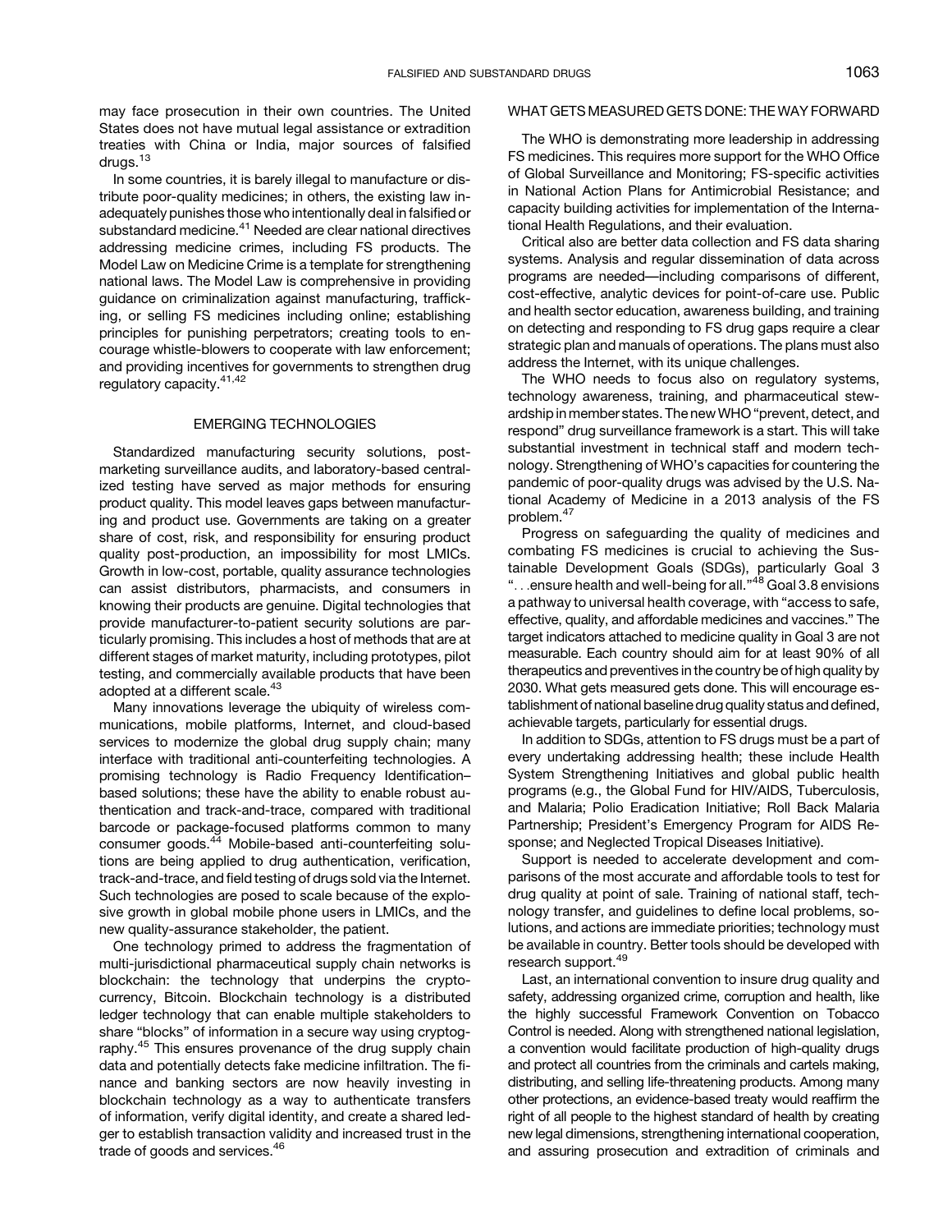may face prosecution in their own countries. The United States does not have mutual legal assistance or extradition treaties with China or India, major sources of falsified drugs.[13]

In some countries, it is barely illegal to manufacture or distribute poor-quality medicines; in others, the existing law inadequately punishes those who intentionally deal in falsified or substandard medicine.[41] Needed are clear national directives addressing medicine crimes, including FS products. The Model Law on Medicine Crime is a template for strengthening national laws. The Model Law is comprehensive in providing guidance on criminalization against manufacturing, trafficking, or selling FS medicines including online; establishing principles for punishing perpetrators; creating tools to encourage whistle-blowers to cooperate with law enforcement; and providing incentives for governments to strengthen drug regulatory capacity.[41,42]

## EMERGING TECHNOLOGIES

Standardized manufacturing security solutions, post-marketing surveillance audits, and laboratory-based centralized testing have served as major methods for ensuring product quality. This model leaves gaps between manufacturing and product use. Governments are taking on a greater share of cost, risk, and responsibility for ensuring product quality post-production, an impossibility for most LMICs. Growth in low-cost, portable, quality assurance technologies can assist distributors, pharmacists, and consumers in knowing their products are genuine. Digital technologies that provide manufacturer-to-patient security solutions are particularly promising. This includes a host of methods that are at different stages of market maturity, including prototypes, pilot testing, and commercially available products that have been adopted at a different scale.[43]

Many innovations leverage the ubiquity of wireless communications, mobile platforms, Internet, and cloud-based services to modernize the global drug supply chain; many interface with traditional anti-counterfeiting technologies. A promising technology is Radio Frequency Identification–based solutions; these have the ability to enable robust authentication and track-and-trace, compared with traditional barcode or package-focused platforms common to many consumer goods.[44] Mobile-based anti-counterfeiting solutions are being applied to drug authentication, verification, track-and-trace, and field testing of drugs sold via the Internet. Such technologies are posed to scale because of the explosive growth in global mobile phone users in LMICs, and the new quality-assurance stakeholder, the patient.

One technology primed to address the fragmentation of multi-jurisdictional pharmaceutical supply chain networks is blockchain: the technology that underpins the cryptocurrency, Bitcoin. Blockchain technology is a distributed ledger technology that can enable multiple stakeholders to share "blocks" of information in a secure way using cryptography.[45] This ensures provenance of the drug supply chain data and potentially detects fake medicine infiltration. The finance and banking sectors are now heavily investing in blockchain technology as a way to authenticate transfers of information, verify digital identity, and create a shared ledger to establish transaction validity and increased trust in the trade of goods and services.[46]

## WHAT GETS MEASURED GETS DONE: THE WAY FORWARD

The WHO is demonstrating more leadership in addressing FS medicines. This requires more support for the WHO Office of Global Surveillance and Monitoring; FS-specific activities in National Action Plans for Antimicrobial Resistance; and capacity building activities for implementation of the International Health Regulations, and their evaluation.

Critical also are better data collection and FS data sharing systems. Analysis and regular dissemination of data across programs are needed—including comparisons of different, cost-effective, analytic devices for point-of-care use. Public and health sector education, awareness building, and training on detecting and responding to FS drug gaps require a clear strategic plan and manuals of operations. The plans must also address the Internet, with its unique challenges.

The WHO needs to focus also on regulatory systems, technology awareness, training, and pharmaceutical stewardship in member states. The new WHO "prevent, detect, and respond" drug surveillance framework is a start. This will take substantial investment in technical staff and modern technology. Strengthening of WHO's capacities for countering the pandemic of poor-quality drugs was advised by the U.S. National Academy of Medicine in a 2013 analysis of the FS problem.[47]

Progress on safeguarding the quality of medicines and combating FS medicines is crucial to achieving the Sustainable Development Goals (SDGs), particularly Goal 3 ". . .ensure health and well-being for all."[48] Goal 3.8 envisions a pathway to universal health coverage, with "access to safe, effective, quality, and affordable medicines and vaccines." The target indicators attached to medicine quality in Goal 3 are not measurable. Each country should aim for at least 90% of all therapeutics and preventives in the country be of high quality by 2030. What gets measured gets done. This will encourage establishment of national baseline drug quality status and defined, achievable targets, particularly for essential drugs.

In addition to SDGs, attention to FS drugs must be a part of every undertaking addressing health; these include Health System Strengthening Initiatives and global public health programs (e.g., the Global Fund for HIV/AIDS, Tuberculosis, and Malaria; Polio Eradication Initiative; Roll Back Malaria Partnership; President's Emergency Program for AIDS Response; and Neglected Tropical Diseases Initiative).

Support is needed to accelerate development and comparisons of the most accurate and affordable tools to test for drug quality at point of sale. Training of national staff, technology transfer, and guidelines to define local problems, solutions, and actions are immediate priorities; technology must be available in country. Better tools should be developed with research support.[49]

Last, an international convention to insure drug quality and safety, addressing organized crime, corruption and health, like the highly successful Framework Convention on Tobacco Control is needed. Along with strengthened national legislation, a convention would facilitate production of high-quality drugs and protect all countries from the criminals and cartels making, distributing, and selling life-threatening products. Among many other protections, an evidence-based treaty would reaffirm the right of all people to the highest standard of health by creating new legal dimensions, strengthening international cooperation, and assuring prosecution and extradition of criminals and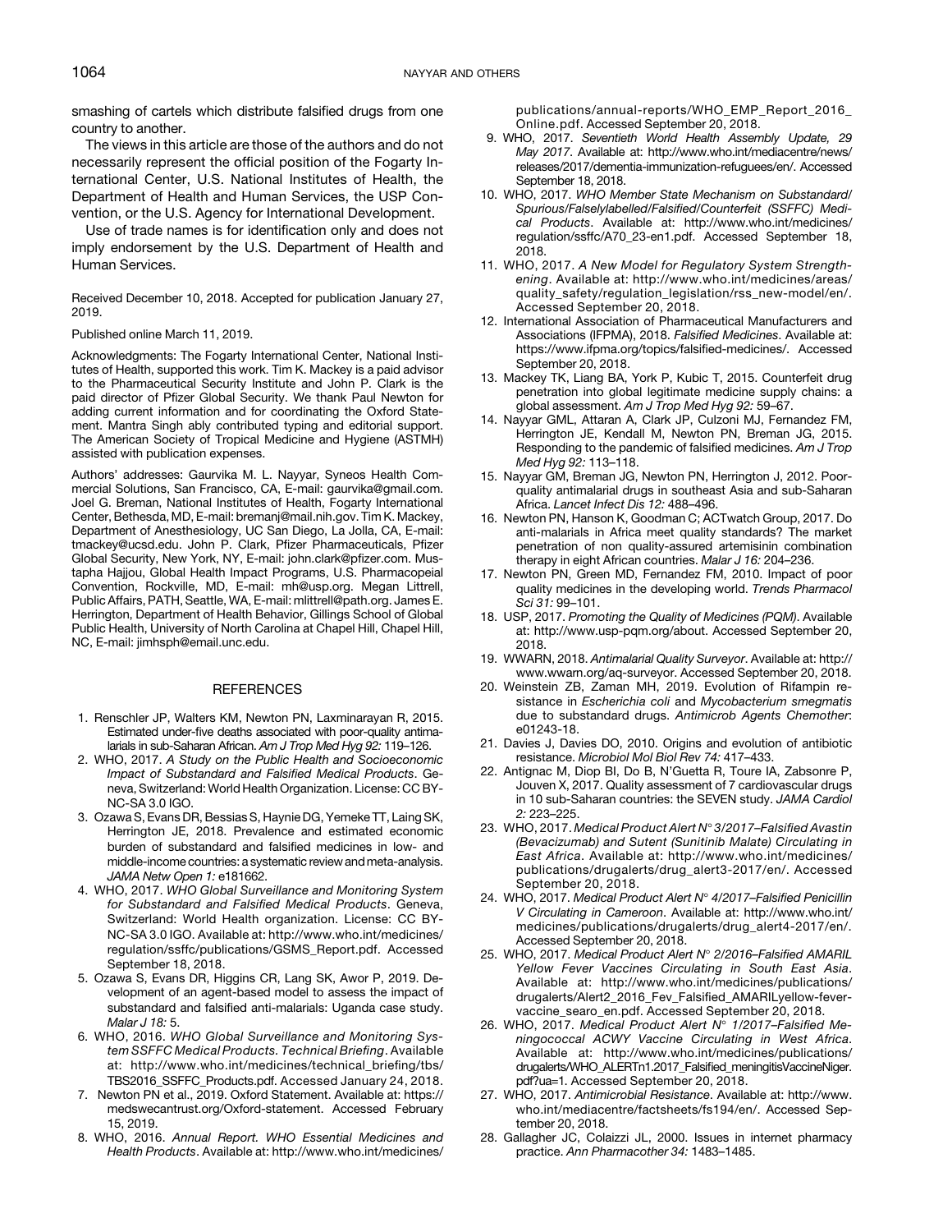smashing of cartels which distribute falsified drugs from one country to another.

The views in this article are those of the authors and do not necessarily represent the official position of the Fogarty International Center, U.S. National Institutes of Health, the Department of Health and Human Services, the USP Convention, or the U.S. Agency for International Development.

Use of trade names is for identification only and does not imply endorsement by the U.S. Department of Health and Human Services.

Received December 10, 2018. Accepted for publication January 27, 2019.

Published online March 11, 2019.

Acknowledgments: The Fogarty International Center, National Institutes of Health, supported this work. Tim K. Mackey is a paid advisor to the Pharmaceutical Security Institute and John P. Clark is the paid director of Pfizer Global Security. We thank Paul Newton for adding current information and for coordinating the Oxford Statement. Mantra Singh ably contributed typing and editorial support. The American Society of Tropical Medicine and Hygiene (ASTMH) assisted with publication expenses.

Authors' addresses: Gaurvika M. L. Nayyar, Syneos Health Commercial Solutions, San Francisco, CA, E-mail: gaurvika@gmail.com. Joel G. Breman, National Institutes of Health, Fogarty International Center, Bethesda, MD, E-mail: bremanj@mail.nih.gov. Tim K. Mackey, Department of Anesthesiology, UC San Diego, La Jolla, CA, E-mail: tmackey@ucsd.edu. John P. Clark, Pfizer Pharmaceuticals, Pfizer Global Security, New York, NY, E-mail: john.clark@pfizer.com. Mustapha Hajjou, Global Health Impact Programs, U.S. Pharmacopeial Convention, Rockville, MD, E-mail: mh@usp.org. Megan Littrell, Public Affairs, PATH, Seattle, WA, E-mail: mlittrell@path.org. James E. Herrington, Department of Health Behavior, Gillings School of Global Public Health, University of North Carolina at Chapel Hill, Chapel Hill, NC, E-mail: jimhsph@email.unc.edu.

## REFERENCES

1. Renschler JP, Walters KM, Newton PN, Laxminarayan R, 2015. Estimated under-five deaths associated with poor-quality antimalarials in sub-Saharan African. *Am J Trop Med Hyg 92:* 119–126.
2. WHO, 2017. *A Study on the Public Health and Socioeconomic Impact of Substandard and Falsified Medical Products*. Geneva, Switzerland: World Health Organization. License: CC BY-NC-SA 3.0 IGO.
3. Ozawa S, Evans DR, Bessias S, Haynie DG, Yemeke TT, Laing SK, Herrington JE, 2018. Prevalence and estimated economic burden of substandard and falsified medicines in low- and middle-income countries: a systematic review and meta-analysis. *JAMA Netw Open 1:* e181662.
4. WHO, 2017. *WHO Global Surveillance and Monitoring System for Substandard and Falsified Medical Products*. Geneva, Switzerland: World Health organization. License: CC BY-NC-SA 3.0 IGO. Available at: http://www.who.int/medicines/regulation/ssffc/publications/GSMS_Report.pdf. Accessed September 18, 2018.
5. Ozawa S, Evans DR, Higgins CR, Lang SK, Awor P, 2019. Development of an agent-based model to assess the impact of substandard and falsified anti-malarials: Uganda case study. *Malar J 18:* 5.
6. WHO, 2016. *WHO Global Surveillance and Monitoring System SSFFC Medical Products. Technical Briefing*. Available at: http://www.who.int/medicines/technical_briefing/tbs/TBS2016_SSFFC_Products.pdf. Accessed January 24, 2018.
7. Newton PN et al., 2019. Oxford Statement. Available at: https://medswecantrust.org/Oxford-statement. Accessed February 15, 2019.
8. WHO, 2016. *Annual Report. WHO Essential Medicines and Health Products*. Available at: http://www.who.int/medicines/publications/annual-reports/WHO_EMP_Report_2016_Online.pdf. Accessed September 20, 2018.
9. WHO, 2017. *Seventieth World Health Assembly Update, 29 May 2017*. Available at: http://www.who.int/mediacentre/news/releases/2017/dementia-immunization-refuguees/en/. Accessed September 18, 2018.
10. WHO, 2017. *WHO Member State Mechanism on Substandard/Spurious/Falselylabelled/Falsified/Counterfeit (SSFFC) Medical Products*. Available at: http://www.who.int/medicines/regulation/ssffc/A70_23-en1.pdf. Accessed September 18, 2018.
11. WHO, 2017. *A New Model for Regulatory System Strengthening*. Available at: http://www.who.int/medicines/areas/quality_safety/regulation_legislation/rss_new-model/en/. Accessed September 20, 2018.
12. International Association of Pharmaceutical Manufacturers and Associations (IFPMA), 2018. *Falsified Medicines*. Available at: https://www.ifpma.org/topics/falsified-medicines/. Accessed September 20, 2018.
13. Mackey TK, Liang BA, York P, Kubic T, 2015. Counterfeit drug penetration into global legitimate medicine supply chains: a global assessment. *Am J Trop Med Hyg 92:* 59–67.
14. Nayyar GML, Attaran A, Clark JP, Culzoni MJ, Fernandez FM, Herrington JE, Kendall M, Newton PN, Breman JG, 2015. Responding to the pandemic of falsified medicines. *Am J Trop Med Hyg 92:* 113–118.
15. Nayyar GM, Breman JG, Newton PN, Herrington J, 2012. Poor-quality antimalarial drugs in southeast Asia and sub-Saharan Africa. *Lancet Infect Dis 12:* 488–496.
16. Newton PN, Hanson K, Goodman C; ACTwatch Group, 2017. Do anti-malarials in Africa meet quality standards? The market penetration of non quality-assured artemisinin combination therapy in eight African countries. *Malar J 16:* 204–236.
17. Newton PN, Green MD, Fernandez FM, 2010. Impact of poor quality medicines in the developing world. *Trends Pharmacol Sci 31:* 99–101.
18. USP, 2017. *Promoting the Quality of Medicines (PQM)*. Available at: http://www.usp-pqm.org/about. Accessed September 20, 2018.
19. WWARN, 2018. *Antimalarial Quality Surveyor*. Available at: http://www.wwarn.org/aq-surveyor. Accessed September 20, 2018.
20. Weinstein ZB, Zaman MH, 2019. Evolution of Rifampin resistance in *Escherichia coli* and *Mycobacterium smegmatis* due to substandard drugs. *Antimicrob Agents Chemother*: e01243-18.
21. Davies J, Davies DO, 2010. Origins and evolution of antibiotic resistance. *Microbiol Mol Biol Rev 74:* 417–433.
22. Antignac M, Diop BI, Do B, N'Guetta R, Toure IA, Zabsonre P, Jouven X, 2017. Quality assessment of 7 cardiovascular drugs in 10 sub-Saharan countries: the SEVEN study. *JAMA Cardiol 2:* 223–225.
23. WHO, 2017. *Medical Product Alert N° 3/2017–Falsified Avastin (Bevacizumab) and Sutent (Sunitinib Malate) Circulating in East Africa*. Available at: http://www.who.int/medicines/publications/drugalerts/drug_alert3-2017/en/. Accessed September 20, 2018.
24. WHO, 2017. *Medical Product Alert N° 4/2017–Falsified Penicillin V Circulating in Cameroon*. Available at: http://www.who.int/medicines/publications/drugalerts/drug_alert4-2017/en/. Accessed September 20, 2018.
25. WHO, 2017. *Medical Product Alert N° 2/2016–Falsified AMARIL Yellow Fever Vaccines Circulating in South East Asia*. Available at: http://www.who.int/medicines/publications/drugalerts/Alert2_2016_Fev_Falsified_AMARILyellow-fever-vaccine_searo_en.pdf. Accessed September 20, 2018.
26. WHO, 2017. *Medical Product Alert N° 1/2017–Falsified Meningococcal ACWY Vaccine Circulating in West Africa*. Available at: http://www.who.int/medicines/publications/drugalerts/WHO_ALERTn1.2017_Falsified_meningitisVaccineNiger.pdf?ua=1. Accessed September 20, 2018.
27. WHO, 2017. *Antimicrobial Resistance*. Available at: http://www.who.int/mediacentre/factsheets/fs194/en/. Accessed September 20, 2018.
28. Gallagher JC, Colaizzi JL, 2000. Issues in internet pharmacy practice. *Ann Pharmacother 34:* 1483–1485.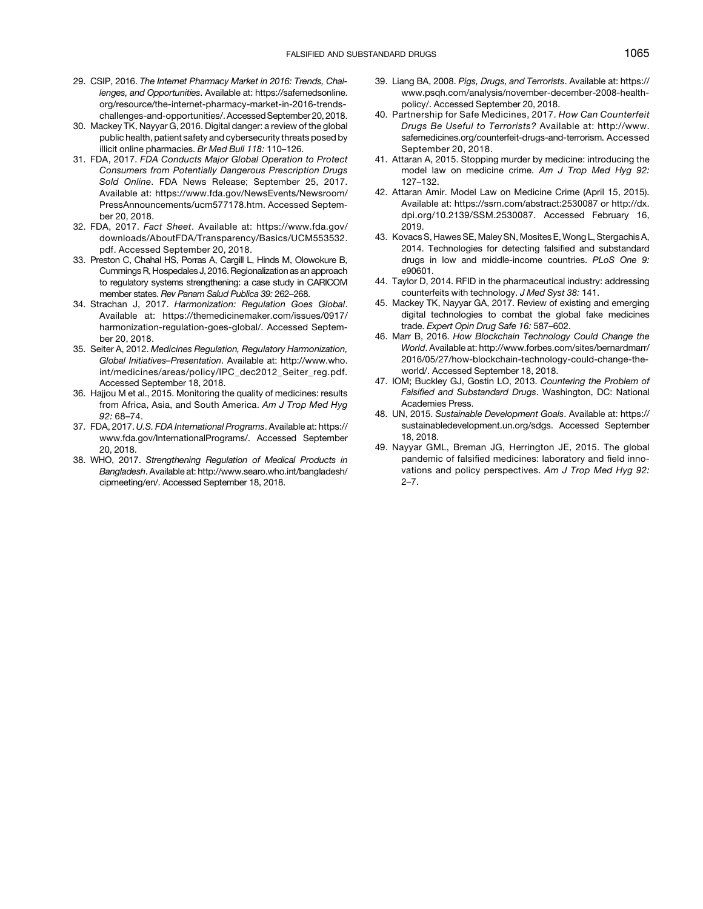29. CSIP, 2016. *The Internet Pharmacy Market in 2016: Trends, Challenges, and Opportunities*. Available at: https://safemedsonline.org/resource/the-internet-pharmacy-market-in-2016-trends-challenges-and-opportunities/. Accessed September 20, 2018.
30. Mackey TK, Nayyar G, 2016. Digital danger: a review of the global public health, patient safety and cybersecurity threats posed by illicit online pharmacies. *Br Med Bull 118:* 110–126.
31. FDA, 2017. *FDA Conducts Major Global Operation to Protect Consumers from Potentially Dangerous Prescription Drugs Sold Online*. FDA News Release; September 25, 2017. Available at: https://www.fda.gov/NewsEvents/Newsroom/PressAnnouncements/ucm577178.htm. Accessed September 20, 2018.
32. FDA, 2017. *Fact Sheet*. Available at: https://www.fda.gov/downloads/AboutFDA/Transparency/Basics/UCM553532.pdf. Accessed September 20, 2018.
33. Preston C, Chahal HS, Porras A, Cargill L, Hinds M, Olowokure B, Cummings R, Hospedales J, 2016. Regionalization as an approach to regulatory systems strengthening: a case study in CARICOM member states. *Rev Panam Salud Publica 39:* 262–268.
34. Strachan J, 2017. *Harmonization: Regulation Goes Global*. Available at: https://themedicinemaker.com/issues/0917/harmonization-regulation-goes-global/. Accessed September 20, 2018.
35. Seiter A, 2012. *Medicines Regulation, Regulatory Harmonization, Global Initiatives–Presentation*. Available at: http://www.who.int/medicines/areas/policy/IPC_dec2012_Seiter_reg.pdf. Accessed September 18, 2018.
36. Hajjou M et al., 2015. Monitoring the quality of medicines: results from Africa, Asia, and South America. *Am J Trop Med Hyg 92:* 68–74.
37. FDA, 2017. *U.S. FDA International Programs*. Available at: https://www.fda.gov/InternationalPrograms/. Accessed September 20, 2018.
38. WHO, 2017. *Strengthening Regulation of Medical Products in Bangladesh*. Available at: http://www.searo.who.int/bangladesh/cipmeeting/en/. Accessed September 18, 2018.
39. Liang BA, 2008. *Pigs, Drugs, and Terrorists*. Available at: https://www.psqh.com/analysis/november-december-2008-health-policy/. Accessed September 20, 2018.
40. Partnership for Safe Medicines, 2017. *How Can Counterfeit Drugs Be Useful to Terrorists?* Available at: http://www.safemedicines.org/counterfeit-drugs-and-terrorism. Accessed September 20, 2018.
41. Attaran A, 2015. Stopping murder by medicine: introducing the model law on medicine crime. *Am J Trop Med Hyg 92:* 127–132.
42. Attaran Amir. Model Law on Medicine Crime (April 15, 2015). Available at: https://ssrn.com/abstract:2530087 or http://dx.dpi.org/10.2139/SSM.2530087. Accessed February 16, 2019.
43. Kovacs S, Hawes SE, Maley SN, Mosites E, Wong L, Stergachis A, 2014. Technologies for detecting falsified and substandard drugs in low and middle-income countries. *PLoS One 9:* e90601.
44. Taylor D, 2014. RFID in the pharmaceutical industry: addressing counterfeits with technology. *J Med Syst 38:* 141.
45. Mackey TK, Nayyar GA, 2017. Review of existing and emerging digital technologies to combat the global fake medicines trade. *Expert Opin Drug Safe 16:* 587–602.
46. Marr B, 2016. *How Blockchain Technology Could Change the World*. Available at: http://www.forbes.com/sites/bernardmarr/2016/05/27/how-blockchain-technology-could-change-the-world/. Accessed September 18, 2018.
47. IOM; Buckley GJ, Gostin LO, 2013. *Countering the Problem of Falsified and Substandard Drugs*. Washington, DC: National Academies Press.
48. UN, 2015. *Sustainable Development Goals*. Available at: https://sustainabledevelopment.un.org/sdgs. Accessed September 18, 2018.
49. Nayyar GML, Breman JG, Herrington JE, 2015. The global pandemic of falsified medicines: laboratory and field innovations and policy perspectives. *Am J Trop Med Hyg 92:* 2–7.